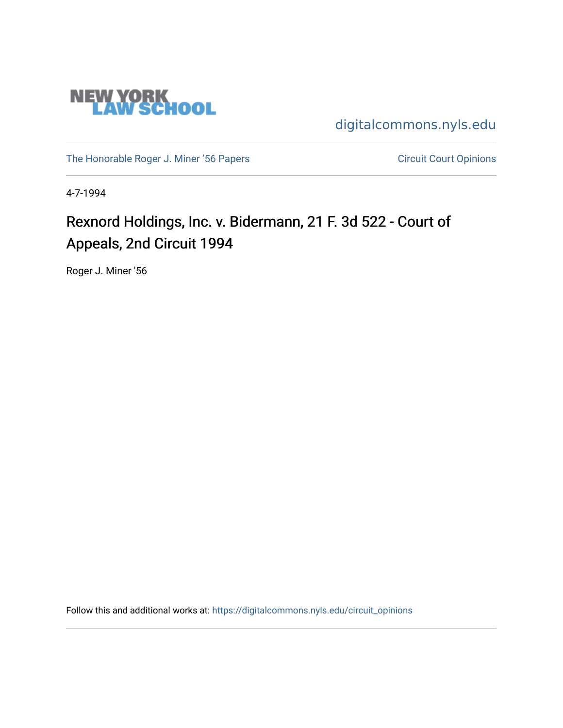NEW YORK LAW SCHOOL

digitalcommons.nyls.edu

The Honorable Roger J. Miner '56 Papers

Circuit Court Opinions

4-7-1994

# Rexnord Holdings, Inc. v. Bidermann, 21 F. 3d 522 - Court of Appeals, 2nd Circuit 1994

Roger J. Miner '56

Follow this and additional works at: https://digitalcommons.nyls.edu/circuit_opinions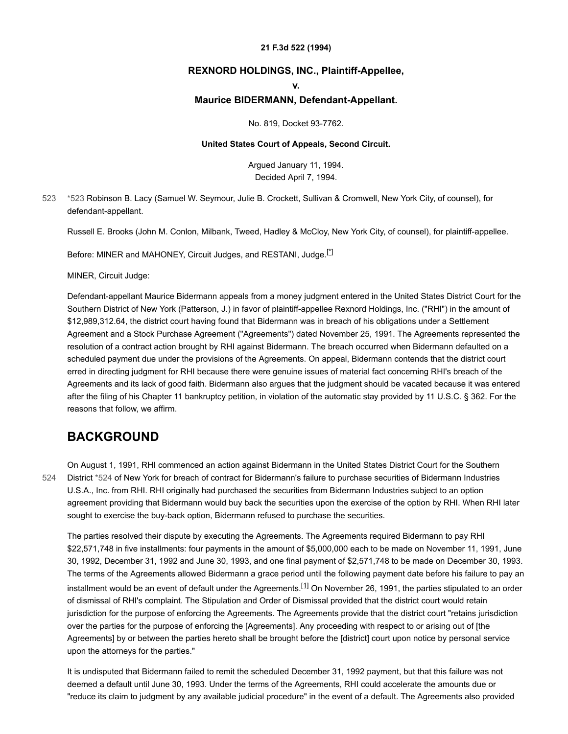**21 F.3d 522 (1994)**

## REXNORD HOLDINGS, INC., Plaintiff-Appellee,

## v.

## Maurice BIDERMANN, Defendant-Appellant.

No. 819, Docket 93-7762.

**United States Court of Appeals, Second Circuit.**

Argued January 11, 1994.
Decided April 7, 1994.

*523 Robinson B. Lacy (Samuel W. Seymour, Julie B. Crockett, Sullivan & Cromwell, New York City, of counsel), for defendant-appellant.

Russell E. Brooks (John M. Conlon, Milbank, Tweed, Hadley & McCloy, New York City, of counsel), for plaintiff-appellee.

Before: MINER and MAHONEY, Circuit Judges, and RESTANI, Judge.[*]

MINER, Circuit Judge:

Defendant-appellant Maurice Bidermann appeals from a money judgment entered in the United States District Court for the Southern District of New York (Patterson, J.) in favor of plaintiff-appellee Rexnord Holdings, Inc. ("RHI") in the amount of $12,989,312.64, the district court having found that Bidermann was in breach of his obligations under a Settlement Agreement and a Stock Purchase Agreement ("Agreements") dated November 25, 1991. The Agreements represented the resolution of a contract action brought by RHI against Bidermann. The breach occurred when Bidermann defaulted on a scheduled payment due under the provisions of the Agreements. On appeal, Bidermann contends that the district court erred in directing judgment for RHI because there were genuine issues of material fact concerning RHI's breach of the Agreements and its lack of good faith. Bidermann also argues that the judgment should be vacated because it was entered after the filing of his Chapter 11 bankruptcy petition, in violation of the automatic stay provided by 11 U.S.C. § 362. For the reasons that follow, we affirm.

# BACKGROUND

On August 1, 1991, RHI commenced an action against Bidermann in the United States District Court for the Southern District *524 of New York for breach of contract for Bidermann's failure to purchase securities of Bidermann Industries U.S.A., Inc. from RHI. RHI originally had purchased the securities from Bidermann Industries subject to an option agreement providing that Bidermann would buy back the securities upon the exercise of the option by RHI. When RHI later sought to exercise the buy-back option, Bidermann refused to purchase the securities.

The parties resolved their dispute by executing the Agreements. The Agreements required Bidermann to pay RHI $22,571,748 in five installments: four payments in the amount of $5,000,000 each to be made on November 11, 1991, June 30, 1992, December 31, 1992 and June 30, 1993, and one final payment of $2,571,748 to be made on December 30, 1993. The terms of the Agreements allowed Bidermann a grace period until the following payment date before his failure to pay an installment would be an event of default under the Agreements.[1] On November 26, 1991, the parties stipulated to an order of dismissal of RHI's complaint. The Stipulation and Order of Dismissal provided that the district court would retain jurisdiction for the purpose of enforcing the Agreements. The Agreements provide that the district court "retains jurisdiction over the parties for the purpose of enforcing the [Agreements]. Any proceeding with respect to or arising out of [the Agreements] by or between the parties hereto shall be brought before the [district] court upon notice by personal service upon the attorneys for the parties."

It is undisputed that Bidermann failed to remit the scheduled December 31, 1992 payment, but that this failure was not deemed a default until June 30, 1993. Under the terms of the Agreements, RHI could accelerate the amounts due or "reduce its claim to judgment by any available judicial procedure" in the event of a default. The Agreements also provided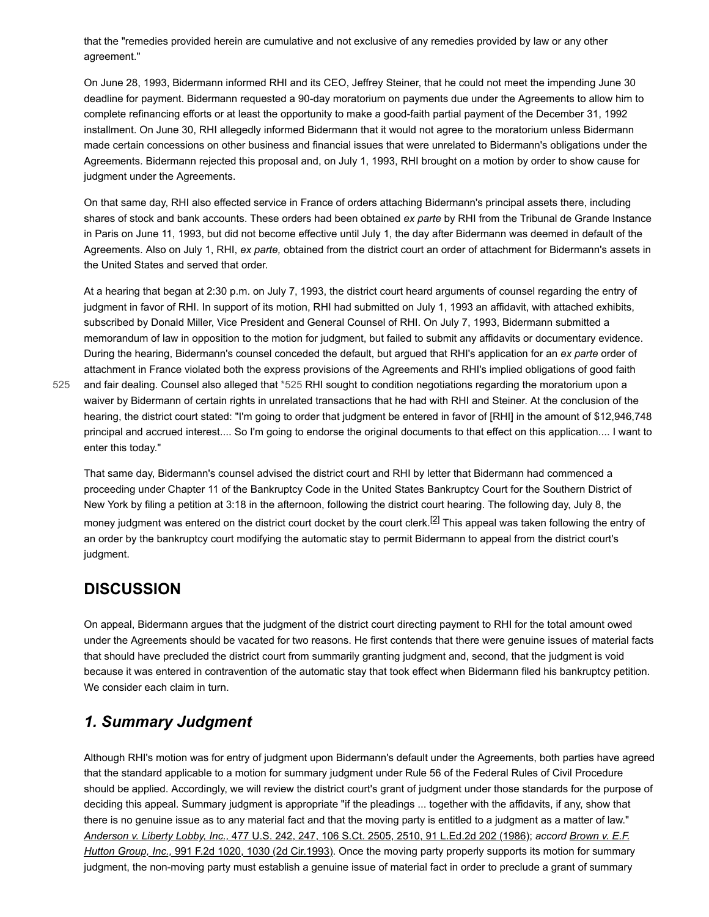that the "remedies provided herein are cumulative and not exclusive of any remedies provided by law or any other agreement."

On June 28, 1993, Bidermann informed RHI and its CEO, Jeffrey Steiner, that he could not meet the impending June 30 deadline for payment. Bidermann requested a 90-day moratorium on payments due under the Agreements to allow him to complete refinancing efforts or at least the opportunity to make a good-faith partial payment of the December 31, 1992 installment. On June 30, RHI allegedly informed Bidermann that it would not agree to the moratorium unless Bidermann made certain concessions on other business and financial issues that were unrelated to Bidermann's obligations under the Agreements. Bidermann rejected this proposal and, on July 1, 1993, RHI brought on a motion by order to show cause for judgment under the Agreements.

On that same day, RHI also effected service in France of orders attaching Bidermann's principal assets there, including shares of stock and bank accounts. These orders had been obtained *ex parte* by RHI from the Tribunal de Grande Instance in Paris on June 11, 1993, but did not become effective until July 1, the day after Bidermann was deemed in default of the Agreements. Also on July 1, RHI, *ex parte,* obtained from the district court an order of attachment for Bidermann's assets in the United States and served that order.

At a hearing that began at 2:30 p.m. on July 7, 1993, the district court heard arguments of counsel regarding the entry of judgment in favor of RHI. In support of its motion, RHI had submitted on July 1, 1993 an affidavit, with attached exhibits, subscribed by Donald Miller, Vice President and General Counsel of RHI. On July 7, 1993, Bidermann submitted a memorandum of law in opposition to the motion for judgment, but failed to submit any affidavits or documentary evidence. During the hearing, Bidermann's counsel conceded the default, but argued that RHI's application for an *ex parte* order of attachment in France violated both the express provisions of the Agreements and RHI's implied obligations of good faith and fair dealing. Counsel also alleged that *525 RHI sought to condition negotiations regarding the moratorium upon a waiver by Bidermann of certain rights in unrelated transactions that he had with RHI and Steiner. At the conclusion of the hearing, the district court stated: "I'm going to order that judgment be entered in favor of [RHI] in the amount of $12,946,748 principal and accrued interest.... So I'm going to endorse the original documents to that effect on this application.... I want to enter this today."

That same day, Bidermann's counsel advised the district court and RHI by letter that Bidermann had commenced a proceeding under Chapter 11 of the Bankruptcy Code in the United States Bankruptcy Court for the Southern District of New York by filing a petition at 3:18 in the afternoon, following the district court hearing. The following day, July 8, the money judgment was entered on the district court docket by the court clerk.[2] This appeal was taken following the entry of an order by the bankruptcy court modifying the automatic stay to permit Bidermann to appeal from the district court's judgment.

## DISCUSSION

On appeal, Bidermann argues that the judgment of the district court directing payment to RHI for the total amount owed under the Agreements should be vacated for two reasons. He first contends that there were genuine issues of material facts that should have precluded the district court from summarily granting judgment and, second, that the judgment is void because it was entered in contravention of the automatic stay that took effect when Bidermann filed his bankruptcy petition. We consider each claim in turn.

### *1. Summary Judgment*

Although RHI's motion was for entry of judgment upon Bidermann's default under the Agreements, both parties have agreed that the standard applicable to a motion for summary judgment under Rule 56 of the Federal Rules of Civil Procedure should be applied. Accordingly, we will review the district court's grant of judgment under those standards for the purpose of deciding this appeal. Summary judgment is appropriate "if the pleadings ... together with the affidavits, if any, show that there is no genuine issue as to any material fact and that the moving party is entitled to a judgment as a matter of law." *Anderson v. Liberty Lobby, Inc.,* 477 U.S. 242, 247, 106 S.Ct. 2505, 2510, 91 L.Ed.2d 202 (1986); *accord* *Brown v. E.F. Hutton Group, Inc.,* 991 F.2d 1020, 1030 (2d Cir.1993). Once the moving party properly supports its motion for summary judgment, the non-moving party must establish a genuine issue of material fact in order to preclude a grant of summary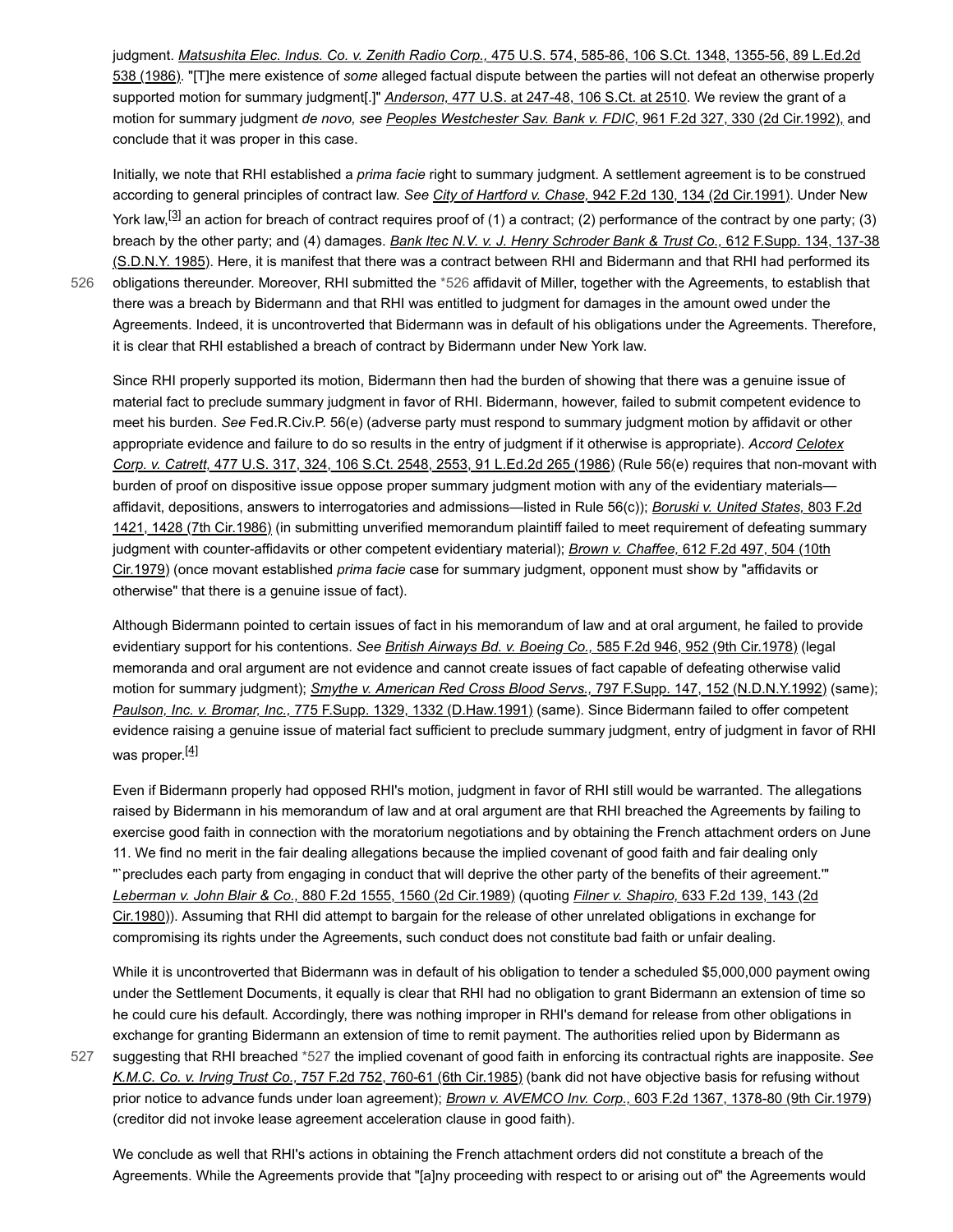judgment. *Matsushita Elec. Indus. Co. v. Zenith Radio Corp.,* 475 U.S. 574, 585-86, 106 S.Ct. 1348, 1355-56, 89 L.Ed.2d 538 (1986). "[T]he mere existence of *some* alleged factual dispute between the parties will not defeat an otherwise properly supported motion for summary judgment[.]" *Anderson,* 477 U.S. at 247-48, 106 S.Ct. at 2510. We review the grant of a motion for summary judgment *de novo, see Peoples Westchester Sav. Bank v. FDIC,* 961 F.2d 327, 330 (2d Cir.1992), and conclude that it was proper in this case.

Initially, we note that RHI established a *prima facie* right to summary judgment. A settlement agreement is to be construed according to general principles of contract law. *See City of Hartford v. Chase,* 942 F.2d 130, 134 (2d Cir.1991). Under New York law,[3] an action for breach of contract requires proof of (1) a contract; (2) performance of the contract by one party; (3) breach by the other party; and (4) damages. *Bank Itec N.V. v. J. Henry Schroder Bank & Trust Co.,* 612 F.Supp. 134, 137-38 (S.D.N.Y. 1985). Here, it is manifest that there was a contract between RHI and Bidermann and that RHI had performed its obligations thereunder. Moreover, RHI submitted the *526 affidavit of Miller, together with the Agreements, to establish that there was a breach by Bidermann and that RHI was entitled to judgment for damages in the amount owed under the Agreements. Indeed, it is uncontroverted that Bidermann was in default of his obligations under the Agreements. Therefore, it is clear that RHI established a breach of contract by Bidermann under New York law.

Since RHI properly supported its motion, Bidermann then had the burden of showing that there was a genuine issue of material fact to preclude summary judgment in favor of RHI. Bidermann, however, failed to submit competent evidence to meet his burden. *See* Fed.R.Civ.P. 56(e) (adverse party must respond to summary judgment motion by affidavit or other appropriate evidence and failure to do so results in the entry of judgment if it otherwise is appropriate). *Accord Celotex Corp. v. Catrett,* 477 U.S. 317, 324, 106 S.Ct. 2548, 2553, 91 L.Ed.2d 265 (1986) (Rule 56(e) requires that non-movant with burden of proof on dispositive issue oppose proper summary judgment motion with any of the evidentiary materials—affidavit, depositions, answers to interrogatories and admissions—listed in Rule 56(c)); *Boruski v. United States,* 803 F.2d 1421, 1428 (7th Cir.1986) (in submitting unverified memorandum plaintiff failed to meet requirement of defeating summary judgment with counter-affidavits or other competent evidentiary material); *Brown v. Chaffee,* 612 F.2d 497, 504 (10th Cir.1979) (once movant established *prima facie* case for summary judgment, opponent must show by "affidavits or otherwise" that there is a genuine issue of fact).

Although Bidermann pointed to certain issues of fact in his memorandum of law and at oral argument, he failed to provide evidentiary support for his contentions. *See British Airways Bd. v. Boeing Co.,* 585 F.2d 946, 952 (9th Cir.1978) (legal memoranda and oral argument are not evidence and cannot create issues of fact capable of defeating otherwise valid motion for summary judgment); *Smythe v. American Red Cross Blood Servs.,* 797 F.Supp. 147, 152 (N.D.N.Y.1992) (same); *Paulson, Inc. v. Bromar, Inc.,* 775 F.Supp. 1329, 1332 (D.Haw.1991) (same). Since Bidermann failed to offer competent evidence raising a genuine issue of material fact sufficient to preclude summary judgment, entry of judgment in favor of RHI was proper.[4]

Even if Bidermann properly had opposed RHI's motion, judgment in favor of RHI still would be warranted. The allegations raised by Bidermann in his memorandum of law and at oral argument are that RHI breached the Agreements by failing to exercise good faith in connection with the moratorium negotiations and by obtaining the French attachment orders on June 11. We find no merit in the fair dealing allegations because the implied covenant of good faith and fair dealing only "`precludes each party from engaging in conduct that will deprive the other party of the benefits of their agreement.'" *Leberman v. John Blair & Co.,* 880 F.2d 1555, 1560 (2d Cir.1989) (quoting *Filner v. Shapiro,* 633 F.2d 139, 143 (2d Cir.1980)). Assuming that RHI did attempt to bargain for the release of other unrelated obligations in exchange for compromising its rights under the Agreements, such conduct does not constitute bad faith or unfair dealing.

While it is uncontroverted that Bidermann was in default of his obligation to tender a scheduled $5,000,000 payment owing under the Settlement Documents, it equally is clear that RHI had no obligation to grant Bidermann an extension of time so he could cure his default. Accordingly, there was nothing improper in RHI's demand for release from other obligations in exchange for granting Bidermann an extension of time to remit payment. The authorities relied upon by Bidermann as suggesting that RHI breached *527 the implied covenant of good faith in enforcing its contractual rights are inapposite. *See K.M.C. Co. v. Irving Trust Co.,* 757 F.2d 752, 760-61 (6th Cir.1985) (bank did not have objective basis for refusing without prior notice to advance funds under loan agreement); *Brown v. AVEMCO Inv. Corp.,* 603 F.2d 1367, 1378-80 (9th Cir.1979) (creditor did not invoke lease agreement acceleration clause in good faith).

We conclude as well that RHI's actions in obtaining the French attachment orders did not constitute a breach of the Agreements. While the Agreements provide that "[a]ny proceeding with respect to or arising out of" the Agreements would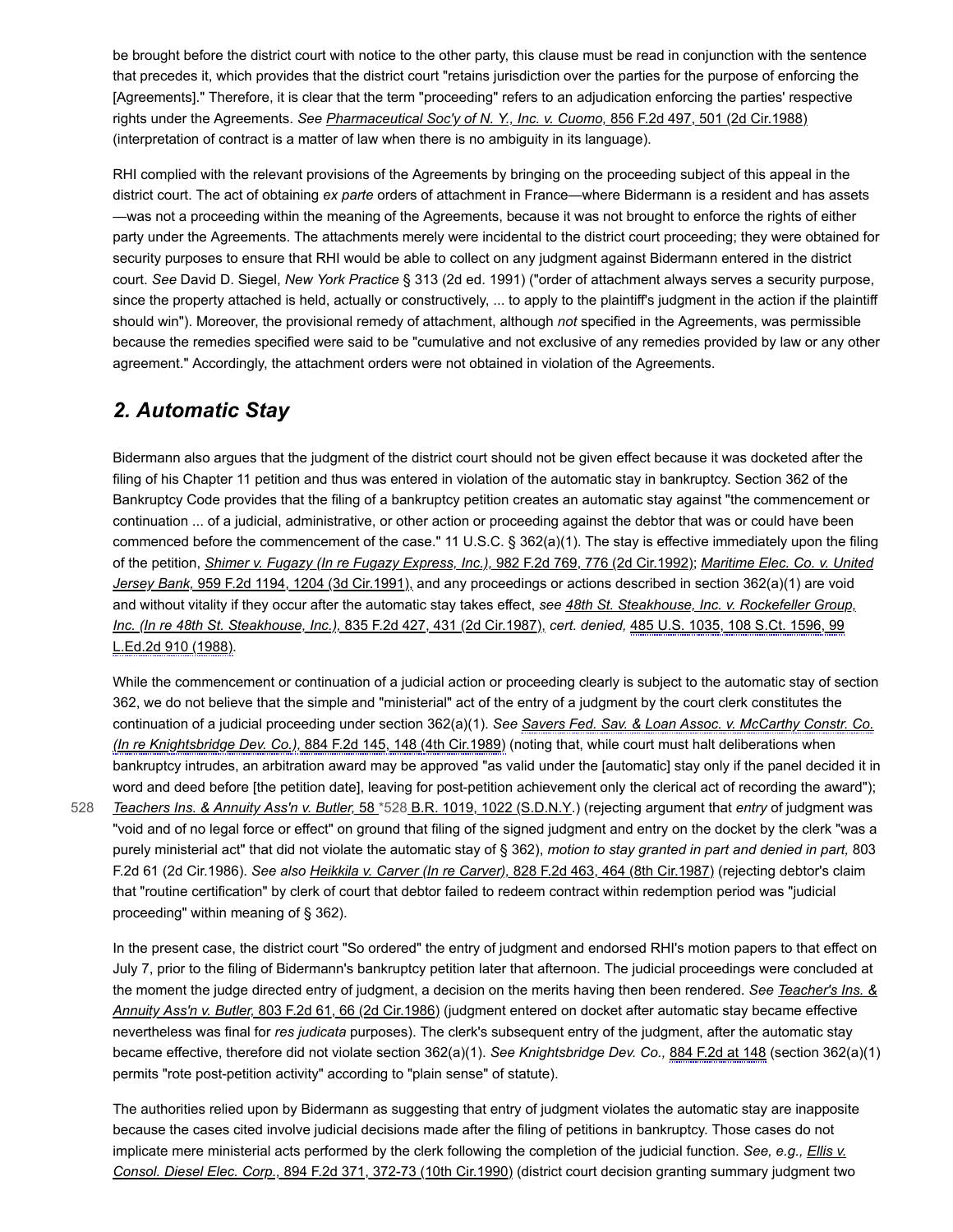be brought before the district court with notice to the other party, this clause must be read in conjunction with the sentence that precedes it, which provides that the district court "retains jurisdiction over the parties for the purpose of enforcing the [Agreements]." Therefore, it is clear that the term "proceeding" refers to an adjudication enforcing the parties' respective rights under the Agreements. *See* Pharmaceutical Soc'y of N. Y., Inc. v. Cuomo, 856 F.2d 497, 501 (2d Cir.1988) (interpretation of contract is a matter of law when there is no ambiguity in its language).

RHI complied with the relevant provisions of the Agreements by bringing on the proceeding subject of this appeal in the district court. The act of obtaining *ex parte* orders of attachment in France—where Bidermann is a resident and has assets —was not a proceeding within the meaning of the Agreements, because it was not brought to enforce the rights of either party under the Agreements. The attachments merely were incidental to the district court proceeding; they were obtained for security purposes to ensure that RHI would be able to collect on any judgment against Bidermann entered in the district court. *See* David D. Siegel, *New York Practice* § 313 (2d ed. 1991) ("order of attachment always serves a security purpose, since the property attached is held, actually or constructively, ... to apply to the plaintiff's judgment in the action if the plaintiff should win"). Moreover, the provisional remedy of attachment, although *not* specified in the Agreements, was permissible because the remedies specified were said to be "cumulative and not exclusive of any remedies provided by law or any other agreement." Accordingly, the attachment orders were not obtained in violation of the Agreements.

## *2. Automatic Stay*

Bidermann also argues that the judgment of the district court should not be given effect because it was docketed after the filing of his Chapter 11 petition and thus was entered in violation of the automatic stay in bankruptcy. Section 362 of the Bankruptcy Code provides that the filing of a bankruptcy petition creates an automatic stay against "the commencement or continuation ... of a judicial, administrative, or other action or proceeding against the debtor that was or could have been commenced before the commencement of the case." 11 U.S.C. § 362(a)(1). The stay is effective immediately upon the filing of the petition, *Shimer v. Fugazy (In re Fugazy Express, Inc.),* 982 F.2d 769, 776 (2d Cir.1992); *Maritime Elec. Co. v. United Jersey Bank,* 959 F.2d 1194, 1204 (3d Cir.1991), and any proceedings or actions described in section 362(a)(1) are void and without vitality if they occur after the automatic stay takes effect, *see 48th St. Steakhouse, Inc. v. Rockefeller Group, Inc. (In re 48th St. Steakhouse, Inc.),* 835 F.2d 427, 431 (2d Cir.1987), *cert. denied,* 485 U.S. 1035, 108 S.Ct. 1596, 99 L.Ed.2d 910 (1988).

While the commencement or continuation of a judicial action or proceeding clearly is subject to the automatic stay of section 362, we do not believe that the simple and "ministerial" act of the entry of a judgment by the court clerk constitutes the continuation of a judicial proceeding under section 362(a)(1). *See* Savers Fed. Sav. & Loan Assoc. v. McCarthy Constr. Co. (In re Knightsbridge Dev. Co.), 884 F.2d 145, 148 (4th Cir.1989) (noting that, while court must halt deliberations when bankruptcy intrudes, an arbitration award may be approved "as valid under the [automatic] stay only if the panel decided it in word and deed before [the petition date], leaving for post-petition achievement only the clerical act of recording the award"); *Teachers Ins. & Annuity Ass'n v. Butler,* 58 *528 B.R. 1019, 1022 (S.D.N.Y.) (rejecting argument that *entry* of judgment was "void and of no legal force or effect" on ground that filing of the signed judgment and entry on the docket by the clerk "was a purely ministerial act" that did not violate the automatic stay of § 362), *motion to stay granted in part and denied in part,* 803 F.2d 61 (2d Cir.1986). *See also* Heikkila v. Carver (In re Carver), 828 F.2d 463, 464 (8th Cir.1987) (rejecting debtor's claim that "routine certification" by clerk of court that debtor failed to redeem contract within redemption period was "judicial proceeding" within meaning of § 362).

In the present case, the district court "So ordered" the entry of judgment and endorsed RHI's motion papers to that effect on July 7, prior to the filing of Bidermann's bankruptcy petition later that afternoon. The judicial proceedings were concluded at the moment the judge directed entry of judgment, a decision on the merits having then been rendered. *See* Teacher's Ins. & Annuity Ass'n v. Butler, 803 F.2d 61, 66 (2d Cir.1986) (judgment entered on docket after automatic stay became effective nevertheless was final for *res judicata* purposes). The clerk's subsequent entry of the judgment, after the automatic stay became effective, therefore did not violate section 362(a)(1). *See Knightsbridge Dev. Co.,* 884 F.2d at 148 (section 362(a)(1) permits "rote post-petition activity" according to "plain sense" of statute).

The authorities relied upon by Bidermann as suggesting that entry of judgment violates the automatic stay are inapposite because the cases cited involve judicial decisions made after the filing of petitions in bankruptcy. Those cases do not implicate mere ministerial acts performed by the clerk following the completion of the judicial function. *See, e.g.,* Ellis v. Consol. Diesel Elec. Corp., 894 F.2d 371, 372-73 (10th Cir.1990) (district court decision granting summary judgment two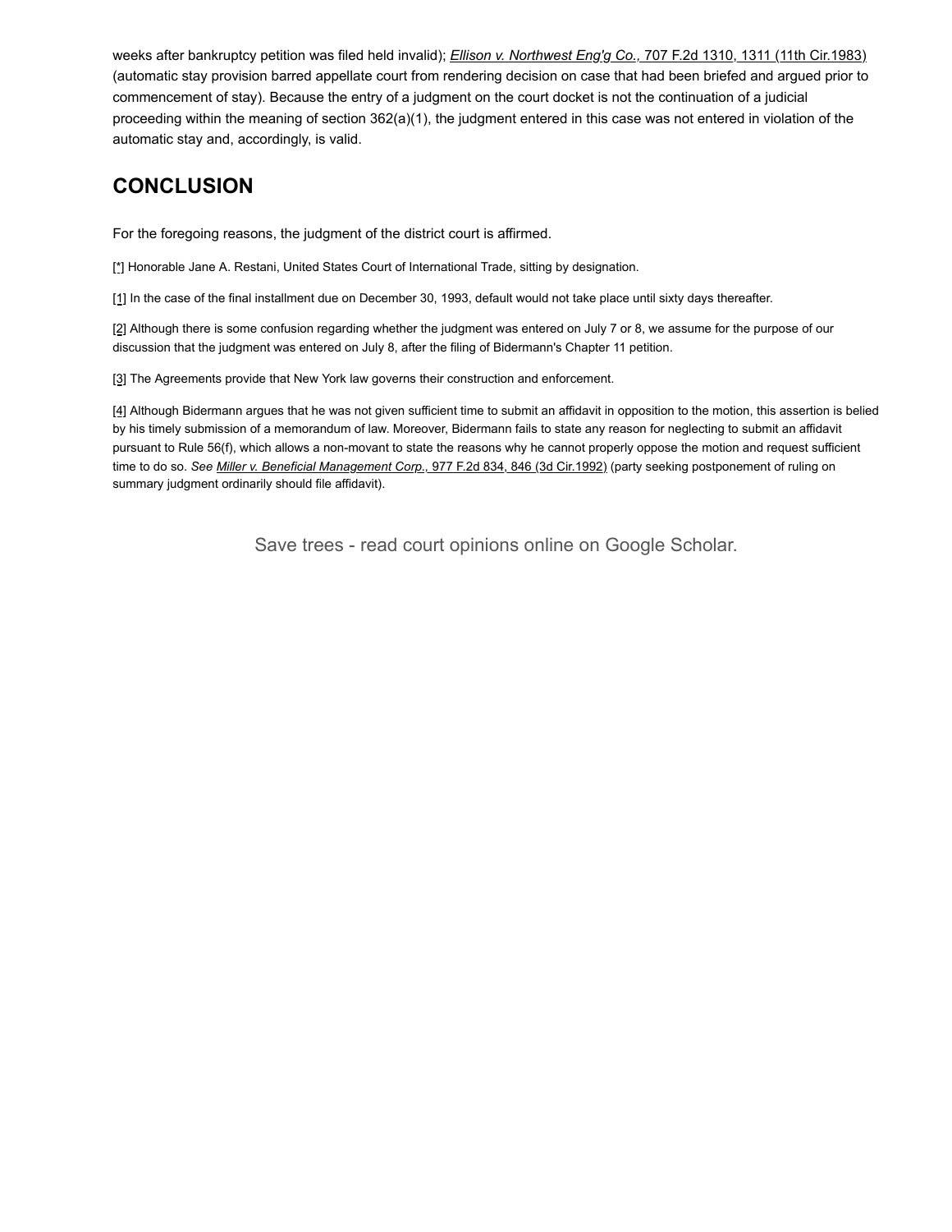weeks after bankruptcy petition was filed held invalid); *Ellison v. Northwest Eng'g Co.,* 707 F.2d 1310, 1311 (11th Cir.1983) (automatic stay provision barred appellate court from rendering decision on case that had been briefed and argued prior to commencement of stay). Because the entry of a judgment on the court docket is not the continuation of a judicial proceeding within the meaning of section 362(a)(1), the judgment entered in this case was not entered in violation of the automatic stay and, accordingly, is valid.

## CONCLUSION

For the foregoing reasons, the judgment of the district court is affirmed.

[*] Honorable Jane A. Restani, United States Court of International Trade, sitting by designation.

[1] In the case of the final installment due on December 30, 1993, default would not take place until sixty days thereafter.

[2] Although there is some confusion regarding whether the judgment was entered on July 7 or 8, we assume for the purpose of our discussion that the judgment was entered on July 8, after the filing of Bidermann's Chapter 11 petition.

[3] The Agreements provide that New York law governs their construction and enforcement.

[4] Although Bidermann argues that he was not given sufficient time to submit an affidavit in opposition to the motion, this assertion is belied by his timely submission of a memorandum of law. Moreover, Bidermann fails to state any reason for neglecting to submit an affidavit pursuant to Rule 56(f), which allows a non-movant to state the reasons why he cannot properly oppose the motion and request sufficient time to do so. *See* *Miller v. Beneficial Management Corp.,* 977 F.2d 834, 846 (3d Cir.1992) (party seeking postponement of ruling on summary judgment ordinarily should file affidavit).

Save trees - read court opinions online on Google Scholar.